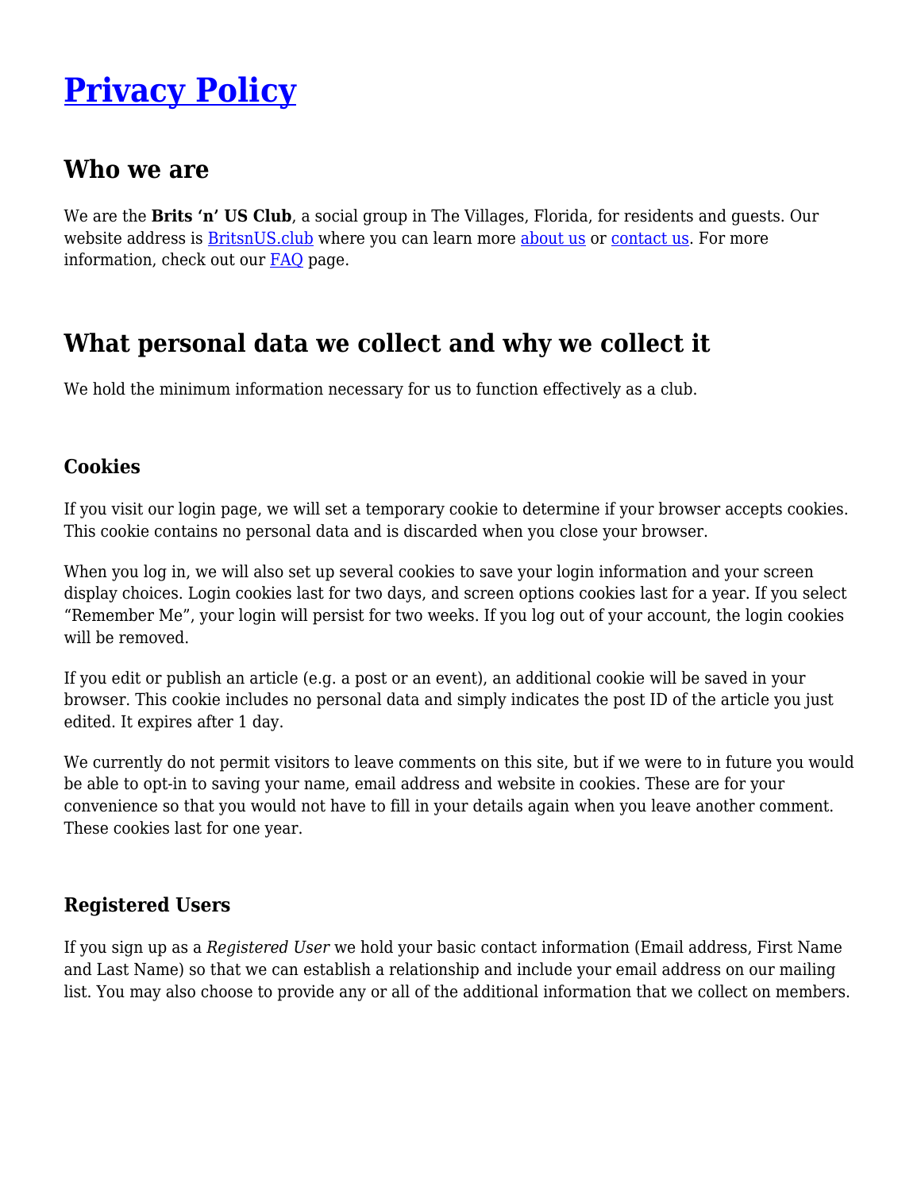# Privacy Policy

## Who we are

We are the **Brits 'n' US Club**, a social group in The Villages, Florida, for residents and guests. Our website address is BritsnUS.club where you can learn more about us or contact us. For more information, check out our FAQ page.

## What personal data we collect and why we collect it

We hold the minimum information necessary for us to function effectively as a club.

### Cookies

If you visit our login page, we will set a temporary cookie to determine if your browser accepts cookies. This cookie contains no personal data and is discarded when you close your browser.

When you log in, we will also set up several cookies to save your login information and your screen display choices. Login cookies last for two days, and screen options cookies last for a year. If you select "Remember Me", your login will persist for two weeks. If you log out of your account, the login cookies will be removed.

If you edit or publish an article (e.g. a post or an event), an additional cookie will be saved in your browser. This cookie includes no personal data and simply indicates the post ID of the article you just edited. It expires after 1 day.

We currently do not permit visitors to leave comments on this site, but if we were to in future you would be able to opt-in to saving your name, email address and website in cookies. These are for your convenience so that you would not have to fill in your details again when you leave another comment. These cookies last for one year.

### Registered Users

If you sign up as a *Registered User* we hold your basic contact information (Email address, First Name and Last Name) so that we can establish a relationship and include your email address on our mailing list. You may also choose to provide any or all of the additional information that we collect on members.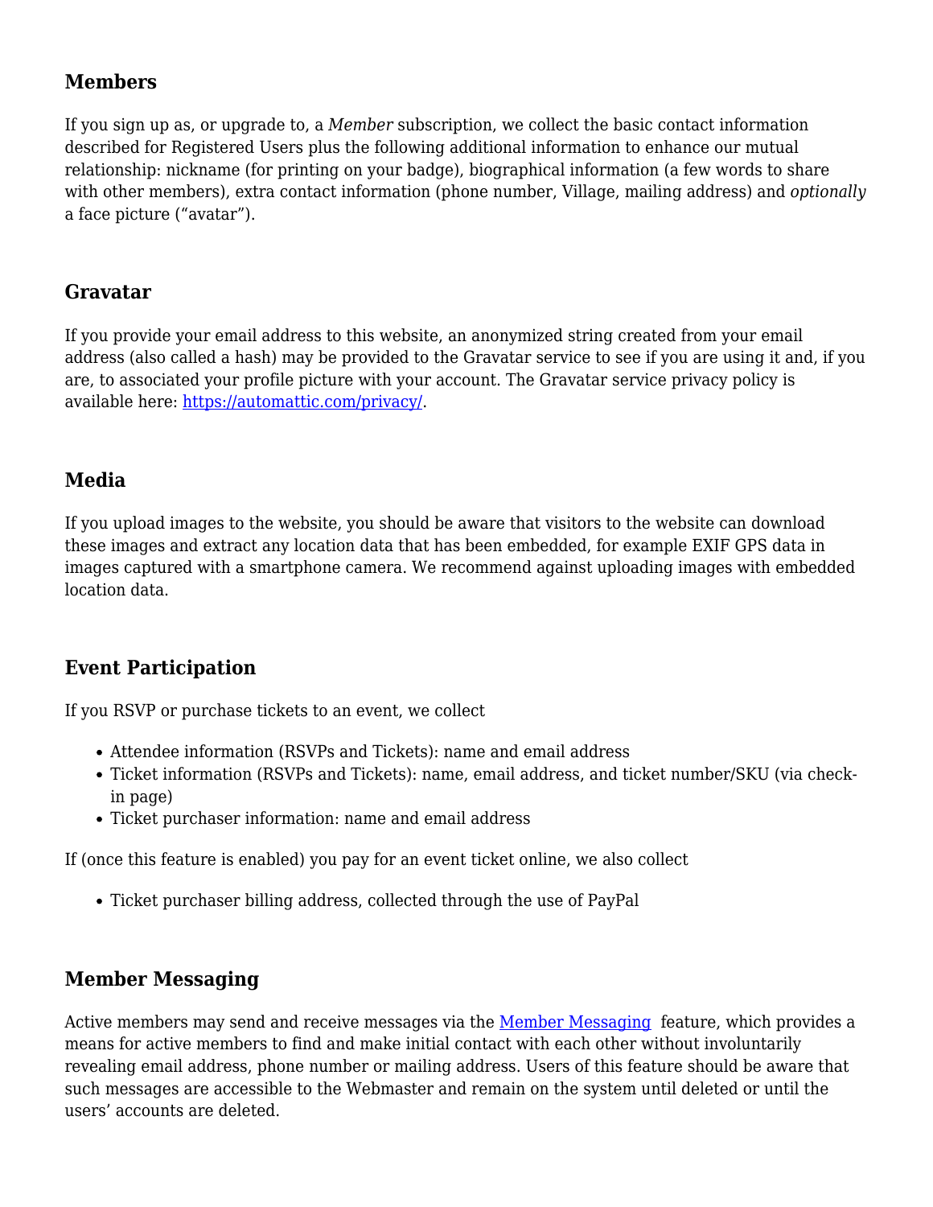### Members

If you sign up as, or upgrade to, a *Member* subscription, we collect the basic contact information described for Registered Users plus the following additional information to enhance our mutual relationship: nickname (for printing on your badge), biographical information (a few words to share with other members), extra contact information (phone number, Village, mailing address) and *optionally* a face picture ("avatar").

### Gravatar

If you provide your email address to this website, an anonymized string created from your email address (also called a hash) may be provided to the Gravatar service to see if you are using it and, if you are, to associated your profile picture with your account. The Gravatar service privacy policy is available here: [https://automattic.com/privacy/](https://automattic.com/privacy/).

### Media

If you upload images to the website, you should be aware that visitors to the website can download these images and extract any location data that has been embedded, for example EXIF GPS data in images captured with a smartphone camera. We recommend against uploading images with embedded location data.

### Event Participation

If you RSVP or purchase tickets to an event, we collect

- Attendee information (RSVPs and Tickets): name and email address
- Ticket information (RSVPs and Tickets): name, email address, and ticket number/SKU (via check-in page)
- Ticket purchaser information: name and email address

If (once this feature is enabled) you pay for an event ticket online, we also collect

- Ticket purchaser billing address, collected through the use of PayPal

### Member Messaging

Active members may send and receive messages via the Member Messaging feature, which provides a means for active members to find and make initial contact with each other without involuntarily revealing email address, phone number or mailing address. Users of this feature should be aware that such messages are accessible to the Webmaster and remain on the system until deleted or until the users' accounts are deleted.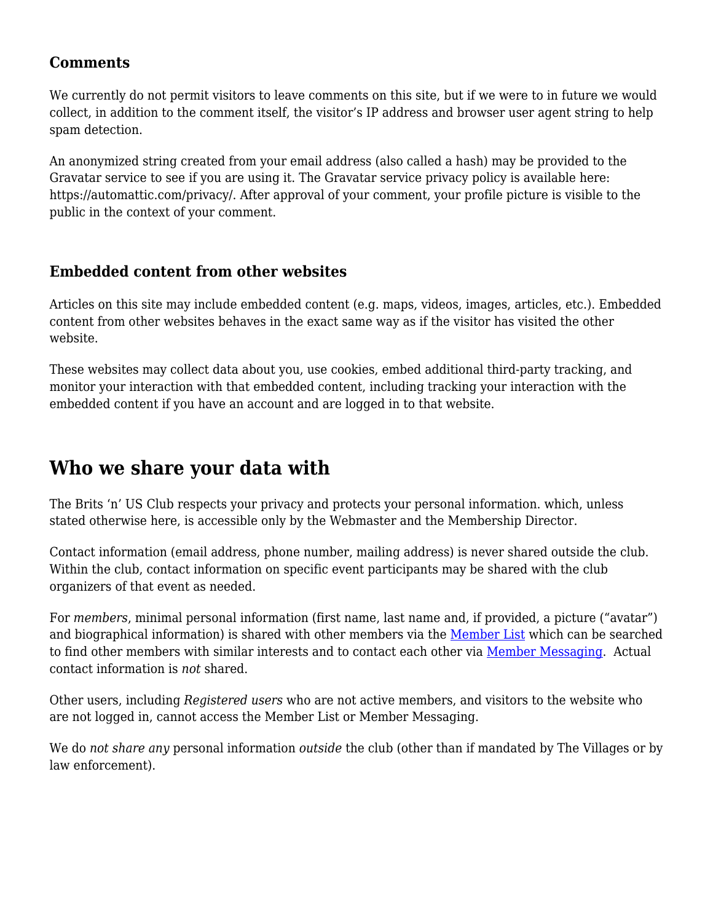### Comments

We currently do not permit visitors to leave comments on this site, but if we were to in future we would collect, in addition to the comment itself, the visitor's IP address and browser user agent string to help spam detection.

An anonymized string created from your email address (also called a hash) may be provided to the Gravatar service to see if you are using it. The Gravatar service privacy policy is available here: https://automattic.com/privacy/. After approval of your comment, your profile picture is visible to the public in the context of your comment.

### Embedded content from other websites

Articles on this site may include embedded content (e.g. maps, videos, images, articles, etc.). Embedded content from other websites behaves in the exact same way as if the visitor has visited the other website.

These websites may collect data about you, use cookies, embed additional third-party tracking, and monitor your interaction with that embedded content, including tracking your interaction with the embedded content if you have an account and are logged in to that website.

## Who we share your data with

The Brits 'n' US Club respects your privacy and protects your personal information. which, unless stated otherwise here, is accessible only by the Webmaster and the Membership Director.

Contact information (email address, phone number, mailing address) is never shared outside the club. Within the club, contact information on specific event participants may be shared with the club organizers of that event as needed.

For *members*, minimal personal information (first name, last name and, if provided, a picture ("avatar") and biographical information) is shared with other members via the Member List which can be searched to find other members with similar interests and to contact each other via Member Messaging. Actual contact information is *not* shared.

Other users, including *Registered users* who are not active members, and visitors to the website who are not logged in, cannot access the Member List or Member Messaging.

We do *not share any* personal information *outside* the club (other than if mandated by The Villages or by law enforcement).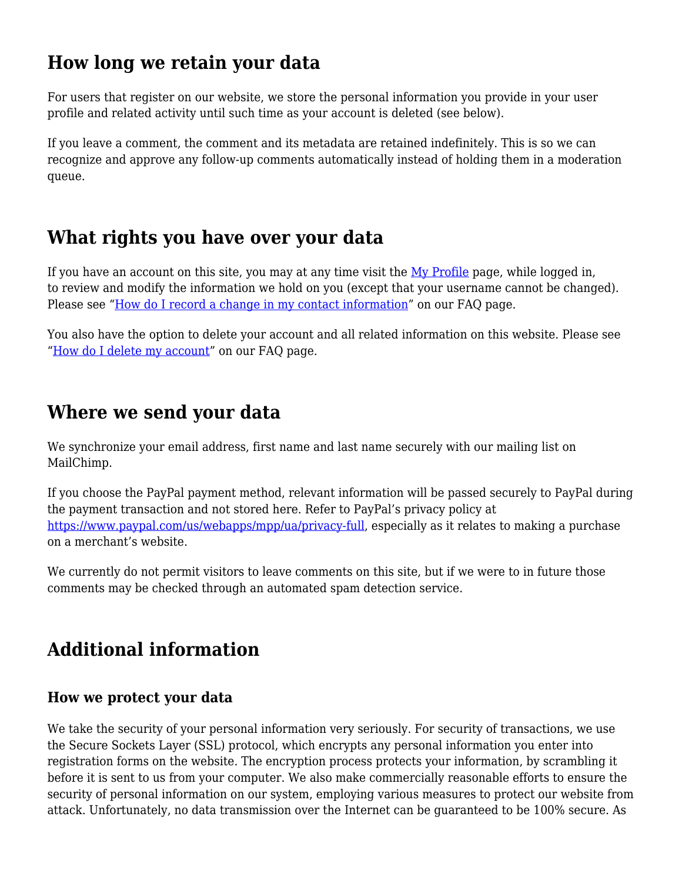## How long we retain your data

For users that register on our website, we store the personal information you provide in your user profile and related activity until such time as your account is deleted (see below).

If you leave a comment, the comment and its metadata are retained indefinitely. This is so we can recognize and approve any follow-up comments automatically instead of holding them in a moderation queue.

## What rights you have over your data

If you have an account on this site, you may at any time visit the [My Profile]() page, while logged in, to review and modify the information we hold on you (except that your username cannot be changed). Please see "[How do I record a change in my contact information]()" on our FAQ page.

You also have the option to delete your account and all related information on this website. Please see "[How do I delete my account]()" on our FAQ page.

## Where we send your data

We synchronize your email address, first name and last name securely with our mailing list on MailChimp.

If you choose the PayPal payment method, relevant information will be passed securely to PayPal during the payment transaction and not stored here. Refer to PayPal's privacy policy at [https://www.paypal.com/us/webapps/mpp/ua/privacy-full](https://www.paypal.com/us/webapps/mpp/ua/privacy-full), especially as it relates to making a purchase on a merchant's website.

We currently do not permit visitors to leave comments on this site, but if we were to in future those comments may be checked through an automated spam detection service.

## Additional information

### How we protect your data

We take the security of your personal information very seriously. For security of transactions, we use the Secure Sockets Layer (SSL) protocol, which encrypts any personal information you enter into registration forms on the website. The encryption process protects your information, by scrambling it before it is sent to us from your computer. We also make commercially reasonable efforts to ensure the security of personal information on our system, employing various measures to protect our website from attack. Unfortunately, no data transmission over the Internet can be guaranteed to be 100% secure. As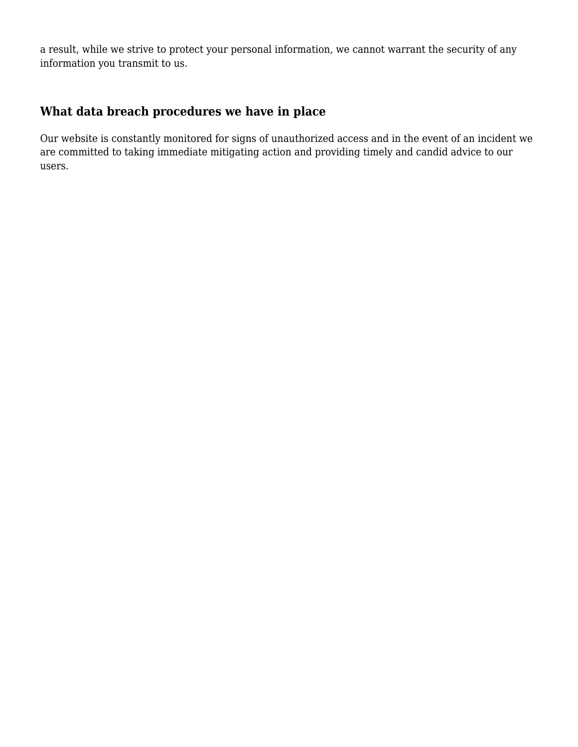a result, while we strive to protect your personal information, we cannot warrant the security of any information you transmit to us.

## What data breach procedures we have in place

Our website is constantly monitored for signs of unauthorized access and in the event of an incident we are committed to taking immediate mitigating action and providing timely and candid advice to our users.